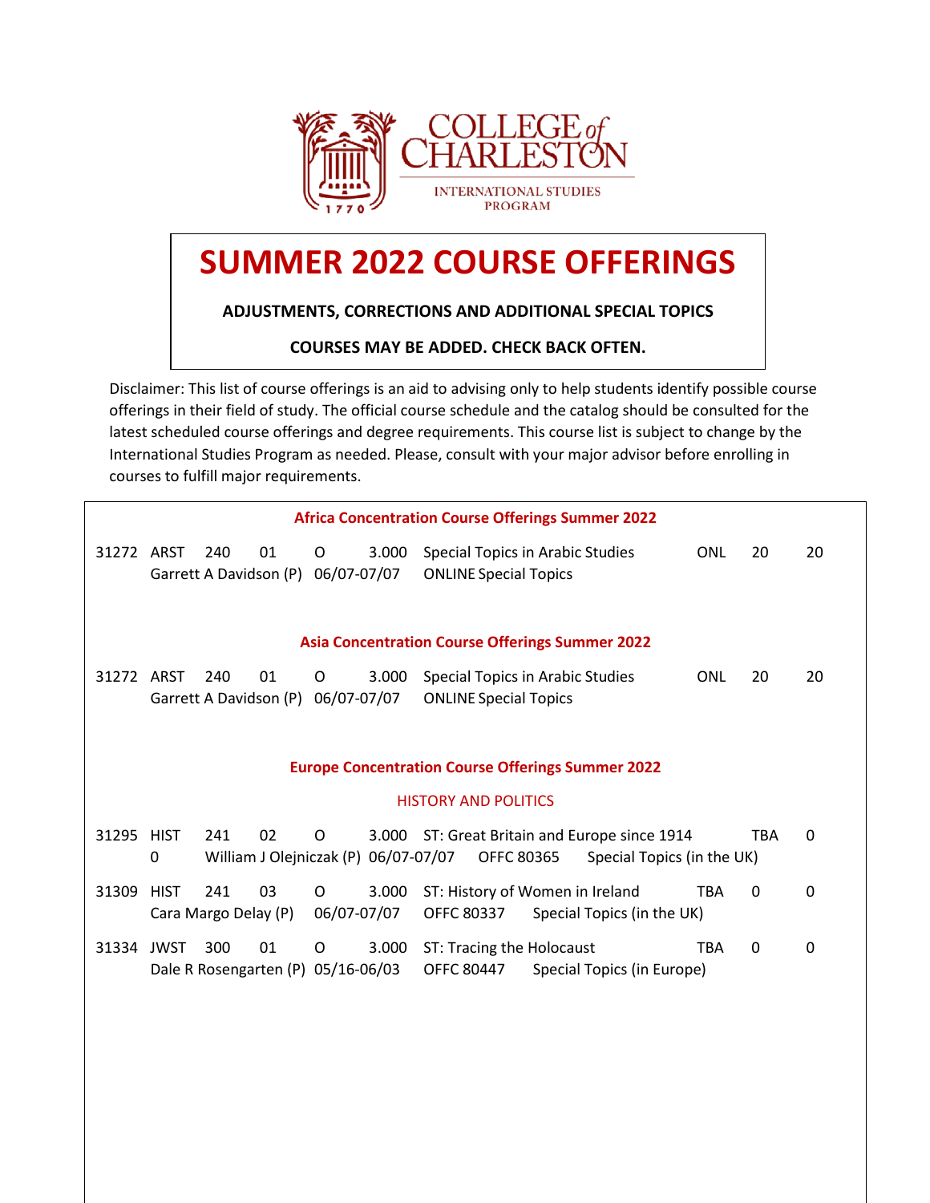# SUMMER 2022 COURSE OFFERINGS

**ADJUSTMENTS, CORRECTIONS AND ADDITIONAL SPECIAL TOPICS**

**COURSES MAY BE ADDED. CHECK BACK OFTEN.**

Disclaimer: This list of course offerings is an aid to advising only to help students identify possible course offerings in their field of study. The official course schedule and the catalog should be consulted for the latest scheduled course offerings and degree requirements. This course list is subject to change by the International Studies Program as needed. Please, consult with your major advisor before enrolling in courses to fulfill major requirements.

## Africa Concentration Course Offerings Summer 2022

31272 ARST 240 01 O 3.000 Special Topics in Arabic Studies ONL 20 20
Garrett A Davidson (P) 06/07-07/07 ONLINE Special Topics

## Asia Concentration Course Offerings Summer 2022

31272 ARST 240 01 O 3.000 Special Topics in Arabic Studies ONL 20 20
Garrett A Davidson (P) 06/07-07/07 ONLINE Special Topics

## Europe Concentration Course Offerings Summer 2022

### HISTORY AND POLITICS

31295 HIST 241 02 O 3.000 ST: Great Britain and Europe since 1914 TBA 0 0
William J Olejniczak (P) 06/07-07/07 OFFC 80365 Special Topics (in the UK)

31309 HIST 241 03 O 3.000 ST: History of Women in Ireland TBA 0 0
Cara Margo Delay (P) 06/07-07/07 OFFC 80337 Special Topics (in the UK)

31334 JWST 300 01 O 3.000 ST: Tracing the Holocaust TBA 0 0
Dale R Rosengarten (P) 05/16-06/03 OFFC 80447 Special Topics (in Europe)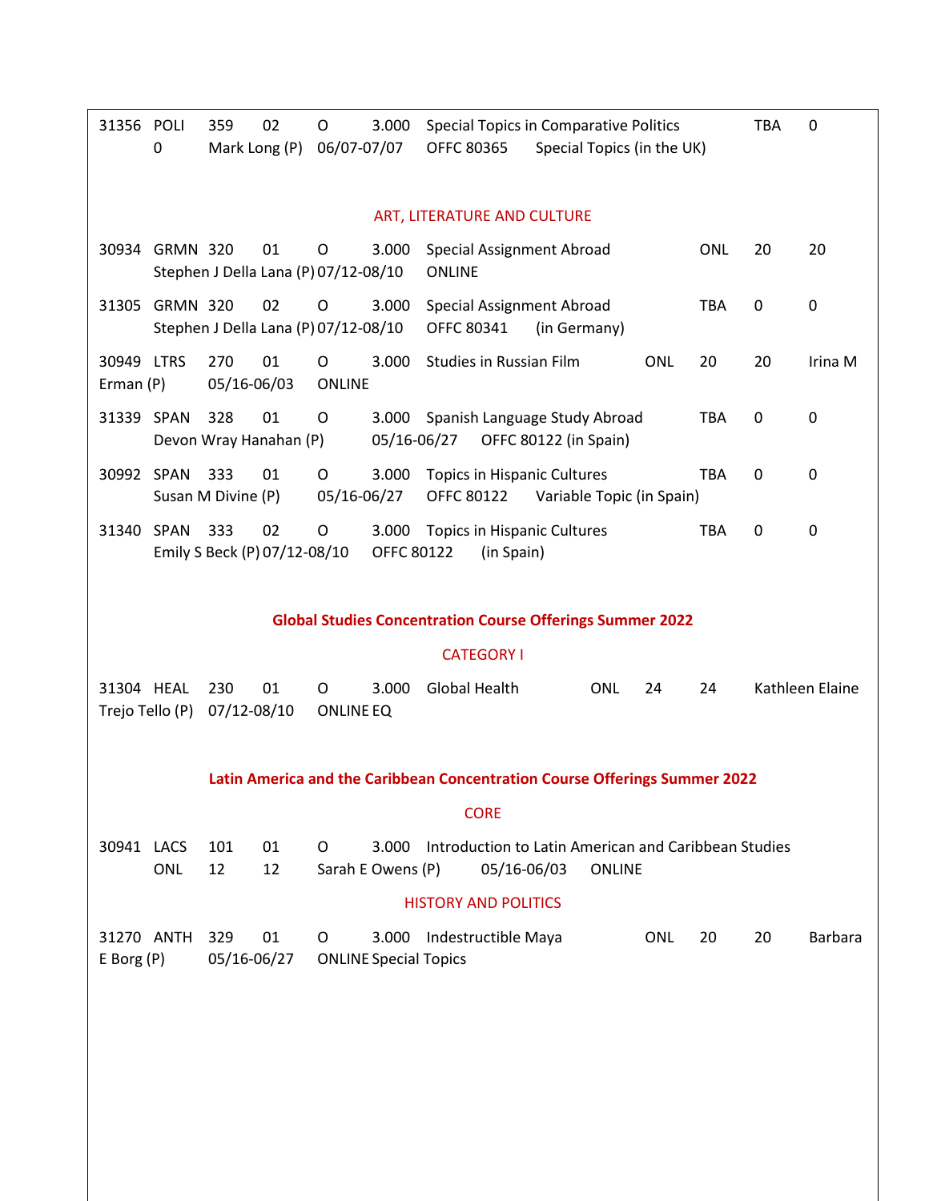31356 POLI 359 02 O 3.000 Special Topics in Comparative Politics TBA 0
0 Mark Long (P) 06/07-07/07 OFFC 80365 Special Topics (in the UK)

ART, LITERATURE AND CULTURE

30934 GRMN 320 01 O 3.000 Special Assignment Abroad ONL 20 20
Stephen J Della Lana (P) 07/12-08/10 ONLINE

31305 GRMN 320 02 O 3.000 Special Assignment Abroad TBA 0 0
Stephen J Della Lana (P) 07/12-08/10 OFFC 80341 (in Germany)

30949 LTRS 270 01 O 3.000 Studies in Russian Film ONL 20 20 Irina M Erman (P) 05/16-06/03 ONLINE

31339 SPAN 328 01 O 3.000 Spanish Language Study Abroad TBA 0 0
Devon Wray Hanahan (P) 05/16-06/27 OFFC 80122 (in Spain)

30992 SPAN 333 01 O 3.000 Topics in Hispanic Cultures TBA 0 0
Susan M Divine (P) 05/16-06/27 OFFC 80122 Variable Topic (in Spain)

31340 SPAN 333 02 O 3.000 Topics in Hispanic Cultures TBA 0 0
Emily S Beck (P) 07/12-08/10 OFFC 80122 (in Spain)

**Global Studies Concentration Course Offerings Summer 2022**

CATEGORY I

31304 HEAL 230 01 O 3.000 Global Health ONL 24 24 Kathleen Elaine Trejo Tello (P) 07/12-08/10 ONLINE EQ

**Latin America and the Caribbean Concentration Course Offerings Summer 2022**

CORE

30941 LACS 101 01 O 3.000 Introduction to Latin American and Caribbean Studies
ONL 12 12 Sarah E Owens (P) 05/16-06/03 ONLINE

HISTORY AND POLITICS

31270 ANTH 329 01 O 3.000 Indestructible Maya ONL 20 20 Barbara E Borg (P) 05/16-06/27 ONLINE Special Topics